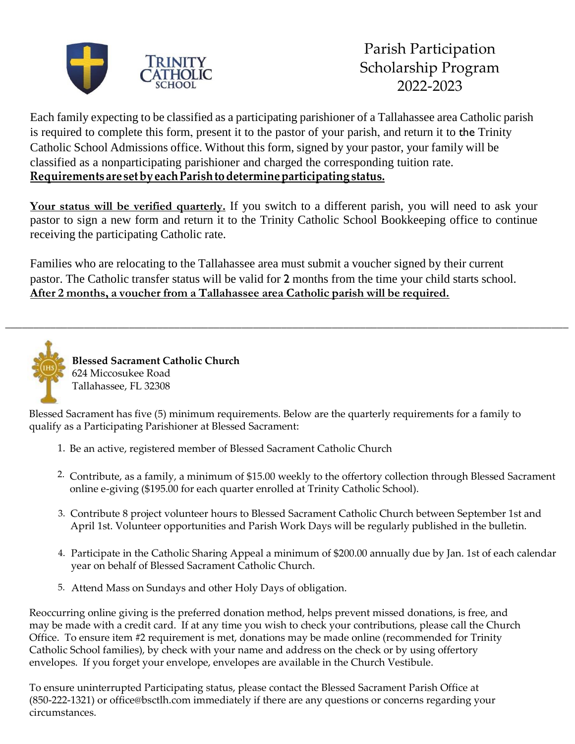# Parish Participation Scholarship Program 2022-2023

Each family expecting to be classified as a participating parishioner of a Tallahassee area Catholic parish is required to complete this form, present it to the pastor of your parish, and return it to the Trinity Catholic School Admissions office. Without this form, signed by your pastor, your family will be classified as a nonparticipating parishioner and charged the corresponding tuition rate.
**Requirements are set by each Parish to determine participating status.**

**Your status will be verified quarterly.** If you switch to a different parish, you will need to ask your pastor to sign a new form and return it to the Trinity Catholic School Bookkeeping office to continue receiving the participating Catholic rate.

Families who are relocating to the Tallahassee area must submit a voucher signed by their current pastor. The Catholic transfer status will be valid for 2 months from the time your child starts school.
**After 2 months, a voucher from a Tallahassee area Catholic parish will be required.**

---

**Blessed Sacrament Catholic Church**
624 Miccosukee Road
Tallahassee, FL 32308

Blessed Sacrament has five (5) minimum requirements. Below are the quarterly requirements for a family to qualify as a Participating Parishioner at Blessed Sacrament:

1. Be an active, registered member of Blessed Sacrament Catholic Church
2. Contribute, as a family, a minimum of $15.00 weekly to the offertory collection through Blessed Sacrament online e-giving ($195.00 for each quarter enrolled at Trinity Catholic School).
3. Contribute 8 project volunteer hours to Blessed Sacrament Catholic Church between September 1st and April 1st. Volunteer opportunities and Parish Work Days will be regularly published in the bulletin.
4. Participate in the Catholic Sharing Appeal a minimum of $200.00 annually due by Jan. 1st of each calendar year on behalf of Blessed Sacrament Catholic Church.
5. Attend Mass on Sundays and other Holy Days of obligation.

Reoccurring online giving is the preferred donation method, helps prevent missed donations, is free, and may be made with a credit card. If at any time you wish to check your contributions, please call the Church Office. To ensure item #2 requirement is met, donations may be made online (recommended for Trinity Catholic School families), by check with your name and address on the check or by using offertory envelopes. If you forget your envelope, envelopes are available in the Church Vestibule.

To ensure uninterrupted Participating status, please contact the Blessed Sacrament Parish Office at (850-222-1321) or office@bsctlh.com immediately if there are any questions or concerns regarding your circumstances.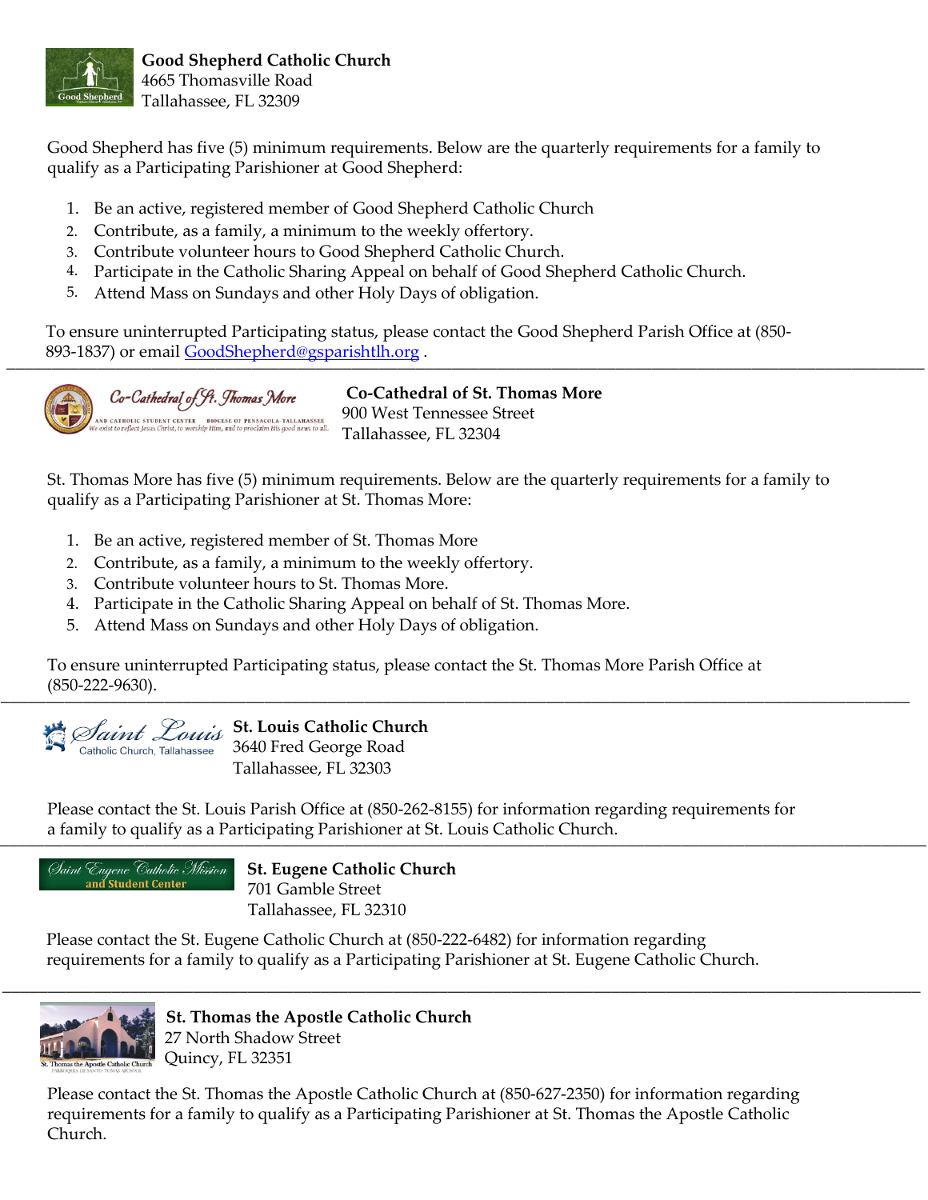**Good Shepherd Catholic Church**
4665 Thomasville Road
Tallahassee, FL 32309

Good Shepherd has five (5) minimum requirements. Below are the quarterly requirements for a family to qualify as a Participating Parishioner at Good Shepherd:

1. Be an active, registered member of Good Shepherd Catholic Church
2. Contribute, as a family, a minimum to the weekly offertory.
3. Contribute volunteer hours to Good Shepherd Catholic Church.
4. Participate in the Catholic Sharing Appeal on behalf of Good Shepherd Catholic Church.
5. Attend Mass on Sundays and other Holy Days of obligation.

To ensure uninterrupted Participating status, please contact the Good Shepherd Parish Office at (850-893-1837) or email GoodShepherd@gsparishtlh.org .

---

**Co-Cathedral of St. Thomas More**
900 West Tennessee Street
Tallahassee, FL 32304

St. Thomas More has five (5) minimum requirements. Below are the quarterly requirements for a family to qualify as a Participating Parishioner at St. Thomas More:

1. Be an active, registered member of St. Thomas More
2. Contribute, as a family, a minimum to the weekly offertory.
3. Contribute volunteer hours to St. Thomas More.
4. Participate in the Catholic Sharing Appeal on behalf of St. Thomas More.
5. Attend Mass on Sundays and other Holy Days of obligation.

To ensure uninterrupted Participating status, please contact the St. Thomas More Parish Office at (850-222-9630).

---

**St. Louis Catholic Church**
3640 Fred George Road
Tallahassee, FL 32303

Please contact the St. Louis Parish Office at (850-262-8155) for information regarding requirements for a family to qualify as a Participating Parishioner at St. Louis Catholic Church.

---

**St. Eugene Catholic Church**
701 Gamble Street
Tallahassee, FL 32310

Please contact the St. Eugene Catholic Church at (850-222-6482) for information regarding requirements for a family to qualify as a Participating Parishioner at St. Eugene Catholic Church.

---

**St. Thomas the Apostle Catholic Church**
27 North Shadow Street
Quincy, FL 32351

Please contact the St. Thomas the Apostle Catholic Church at (850-627-2350) for information regarding requirements for a family to qualify as a Participating Parishioner at St. Thomas the Apostle Catholic Church.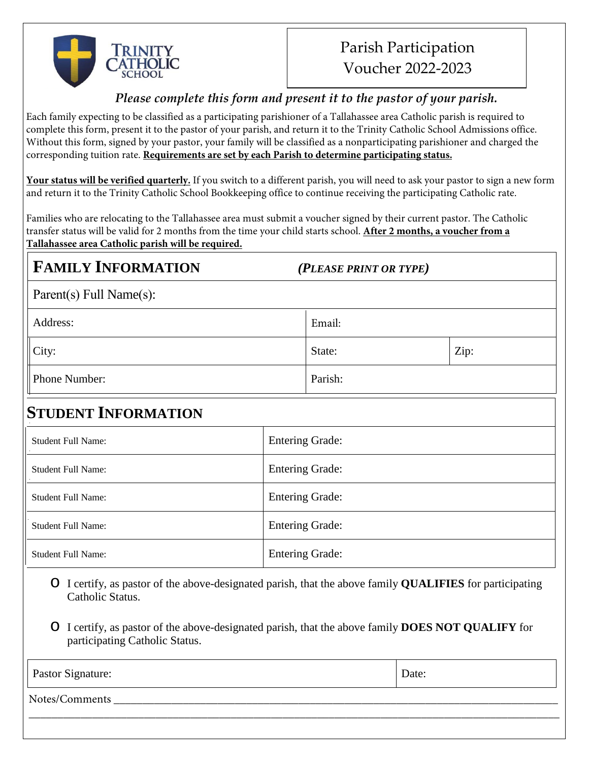TRINITY CATHOLIC SCHOOL

# Parish Participation Voucher 2022-2023

***Please complete this form and present it to the pastor of your parish.***

Each family expecting to be classified as a participating parishioner of a Tallahassee area Catholic parish is required to complete this form, present it to the pastor of your parish, and return it to the Trinity Catholic School Admissions office. Without this form, signed by your pastor, your family will be classified as a nonparticipating parishioner and charged the corresponding tuition rate. **Requirements are set by each Parish to determine participating status.**

**Your status will be verified quarterly.** If you switch to a different parish, you will need to ask your pastor to sign a new form and return it to the Trinity Catholic School Bookkeeping office to continue receiving the participating Catholic rate.

Families who are relocating to the Tallahassee area must submit a voucher signed by their current pastor. The Catholic transfer status will be valid for 2 months from the time your child starts school. **After 2 months, a voucher from a Tallahassee area Catholic parish will be required.**

## FAMILY INFORMATION *(PLEASE PRINT OR TYPE)*

| | | |
|---|---|---|
| Parent(s) Full Name(s): | | |
| Address: | Email: | |
| City: | State: | Zip: |
| Phone Number: | Parish: | |

## STUDENT INFORMATION

| | |
|---|---|
| Student Full Name: | Entering Grade: |
| Student Full Name: | Entering Grade: |
| Student Full Name: | Entering Grade: |
| Student Full Name: | Entering Grade: |
| Student Full Name: | Entering Grade: |

- O I certify, as pastor of the above-designated parish, that the above family **QUALIFIES** for participating Catholic Status.

- O I certify, as pastor of the above-designated parish, that the above family **DOES NOT QUALIFY** for participating Catholic Status.

| | |
|---|---|
| Pastor Signature: | Date: |

Notes/Comments ___________________________________________________________________________

______________________________________________________________________________________